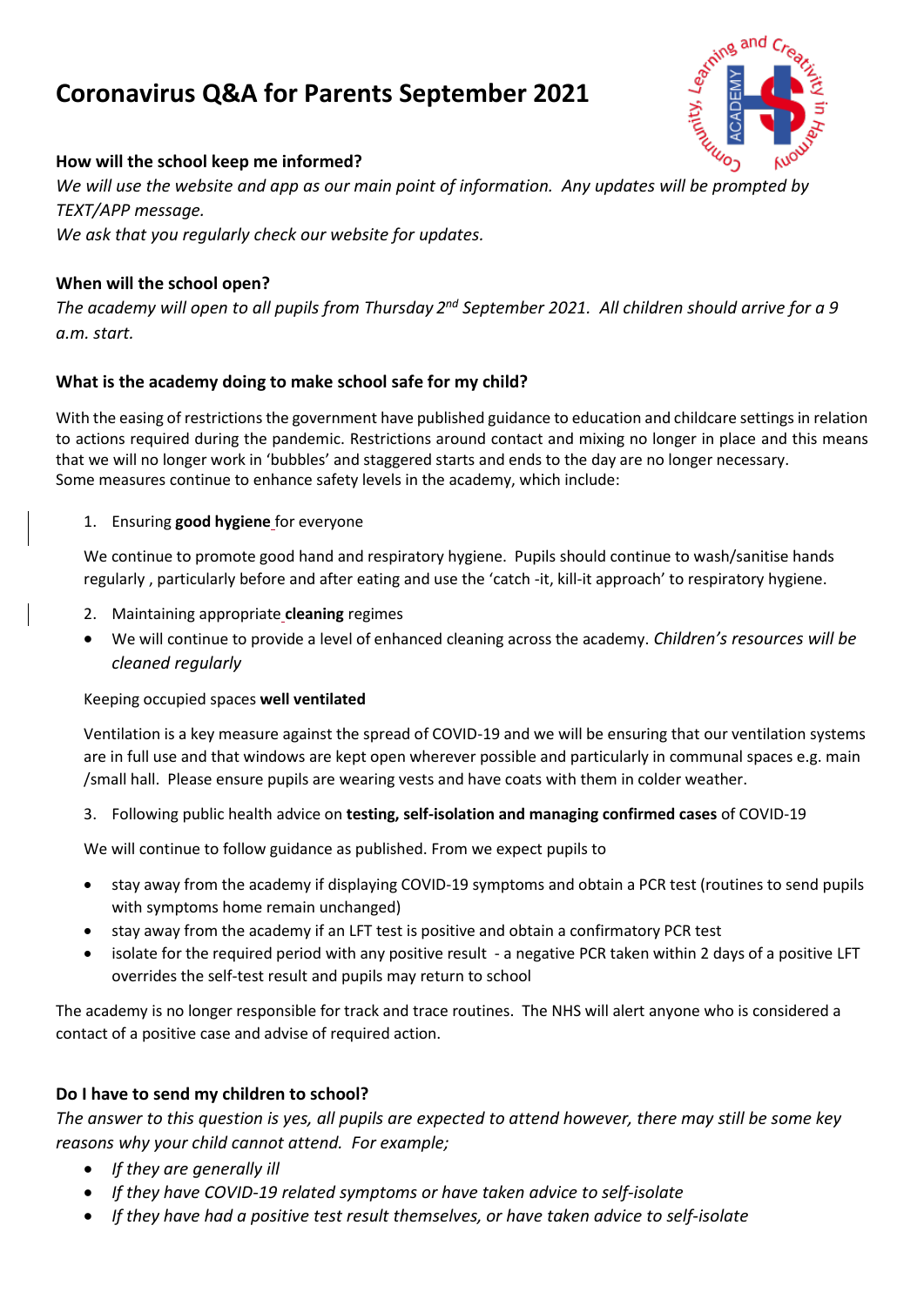# Coronavirus Q&A for Parents September 2021

### How will the school keep me informed?

*We will use the website and app as our main point of information. Any updates will be prompted by TEXT/APP message.*

*We ask that you regularly check our website for updates.*

### When will the school open?

*The academy will open to all pupils from Thursday 2nd September 2021. All children should arrive for a 9 a.m. start.*

### What is the academy doing to make school safe for my child?

With the easing of restrictions the government have published guidance to education and childcare settings in relation to actions required during the pandemic. Restrictions around contact and mixing no longer in place and this means that we will no longer work in 'bubbles' and staggered starts and ends to the day are no longer necessary.
Some measures continue to enhance safety levels in the academy, which include:

1. Ensuring **good hygiene** for everyone

We continue to promote good hand and respiratory hygiene. Pupils should continue to wash/sanitise hands regularly , particularly before and after eating and use the 'catch -it, kill-it approach' to respiratory hygiene.

2. Maintaining appropriate **cleaning** regimes

- We will continue to provide a level of enhanced cleaning across the academy. *Children's resources will be cleaned regularly*

Keeping occupied spaces **well ventilated**

Ventilation is a key measure against the spread of COVID-19 and we will be ensuring that our ventilation systems are in full use and that windows are kept open wherever possible and particularly in communal spaces e.g. main /small hall. Please ensure pupils are wearing vests and have coats with them in colder weather.

3. Following public health advice on **testing, self-isolation and managing confirmed cases** of COVID-19

We will continue to follow guidance as published. From we expect pupils to

- stay away from the academy if displaying COVID-19 symptoms and obtain a PCR test (routines to send pupils with symptoms home remain unchanged)
- stay away from the academy if an LFT test is positive and obtain a confirmatory PCR test
- isolate for the required period with any positive result - a negative PCR taken within 2 days of a positive LFT overrides the self-test result and pupils may return to school

The academy is no longer responsible for track and trace routines. The NHS will alert anyone who is considered a contact of a positive case and advise of required action.

### Do I have to send my children to school?

*The answer to this question is yes, all pupils are expected to attend however, there may still be some key reasons why your child cannot attend. For example;*

- *If they are generally ill*
- *If they have COVID-19 related symptoms or have taken advice to self-isolate*
- *If they have had a positive test result themselves, or have taken advice to self-isolate*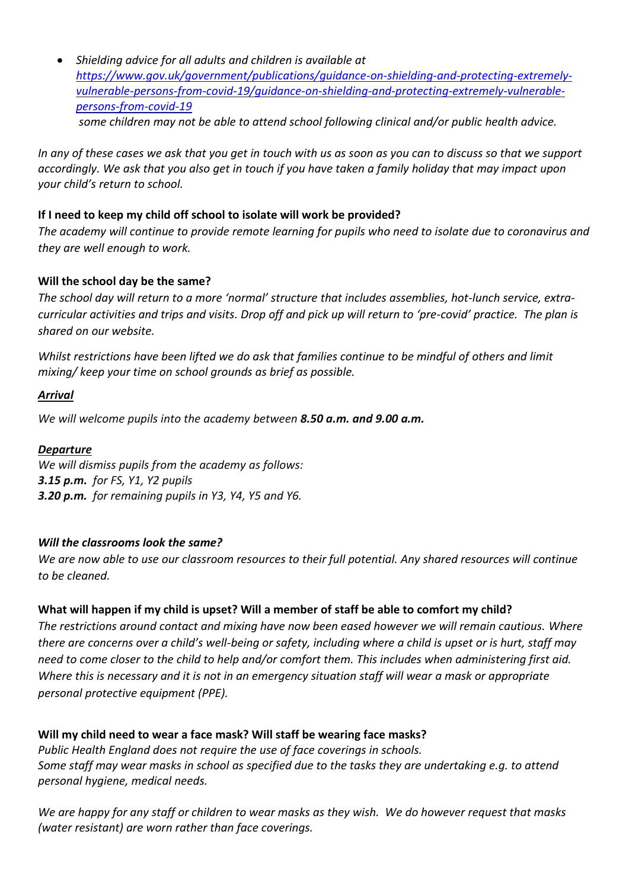- *Shielding advice for all adults and children is available at [https://www.gov.uk/government/publications/guidance-on-shielding-and-protecting-extremely-vulnerable-persons-from-covid-19/guidance-on-shielding-and-protecting-extremely-vulnerable-persons-from-covid-19](https://www.gov.uk/government/publications/guidance-on-shielding-and-protecting-extremely-vulnerable-persons-from-covid-19/guidance-on-shielding-and-protecting-extremely-vulnerable-persons-from-covid-19)*
  *some children may not be able to attend school following clinical and/or public health advice.*

*In any of these cases we ask that you get in touch with us as soon as you can to discuss so that we support accordingly. We ask that you also get in touch if you have taken a family holiday that may impact upon your child's return to school.*

**If I need to keep my child off school to isolate will work be provided?**
*The academy will continue to provide remote learning for pupils who need to isolate due to coronavirus and they are well enough to work.*

**Will the school day be the same?**
*The school day will return to a more 'normal' structure that includes assemblies, hot-lunch service, extra-curricular activities and trips and visits. Drop off and pick up will return to 'pre-covid' practice. The plan is shared on our website.*

*Whilst restrictions have been lifted we do ask that families continue to be mindful of others and limit mixing/ keep your time on school grounds as brief as possible.*

***<u>Arrival</u>***

*We will welcome pupils into the academy between **8.50 a.m. and 9.00 a.m.***

***<u>Departure</u>***
*We will dismiss pupils from the academy as follows:*
***3.15 p.m.** for FS, Y1, Y2 pupils*
***3.20 p.m.** for remaining pupils in Y3, Y4, Y5 and Y6.*

***Will the classrooms look the same?***
*We are now able to use our classroom resources to their full potential. Any shared resources will continue to be cleaned.*

**What will happen if my child is upset? Will a member of staff be able to comfort my child?**
*The restrictions around contact and mixing have now been eased however we will remain cautious. Where there are concerns over a child's well-being or safety, including where a child is upset or is hurt, staff may need to come closer to the child to help and/or comfort them. This includes when administering first aid. Where this is necessary and it is not in an emergency situation staff will wear a mask or appropriate personal protective equipment (PPE).*

**Will my child need to wear a face mask? Will staff be wearing face masks?**
*Public Health England does not require the use of face coverings in schools.*
*Some staff may wear masks in school as specified due to the tasks they are undertaking e.g. to attend personal hygiene, medical needs.*

*We are happy for any staff or children to wear masks as they wish. We do however request that masks (water resistant) are worn rather than face coverings.*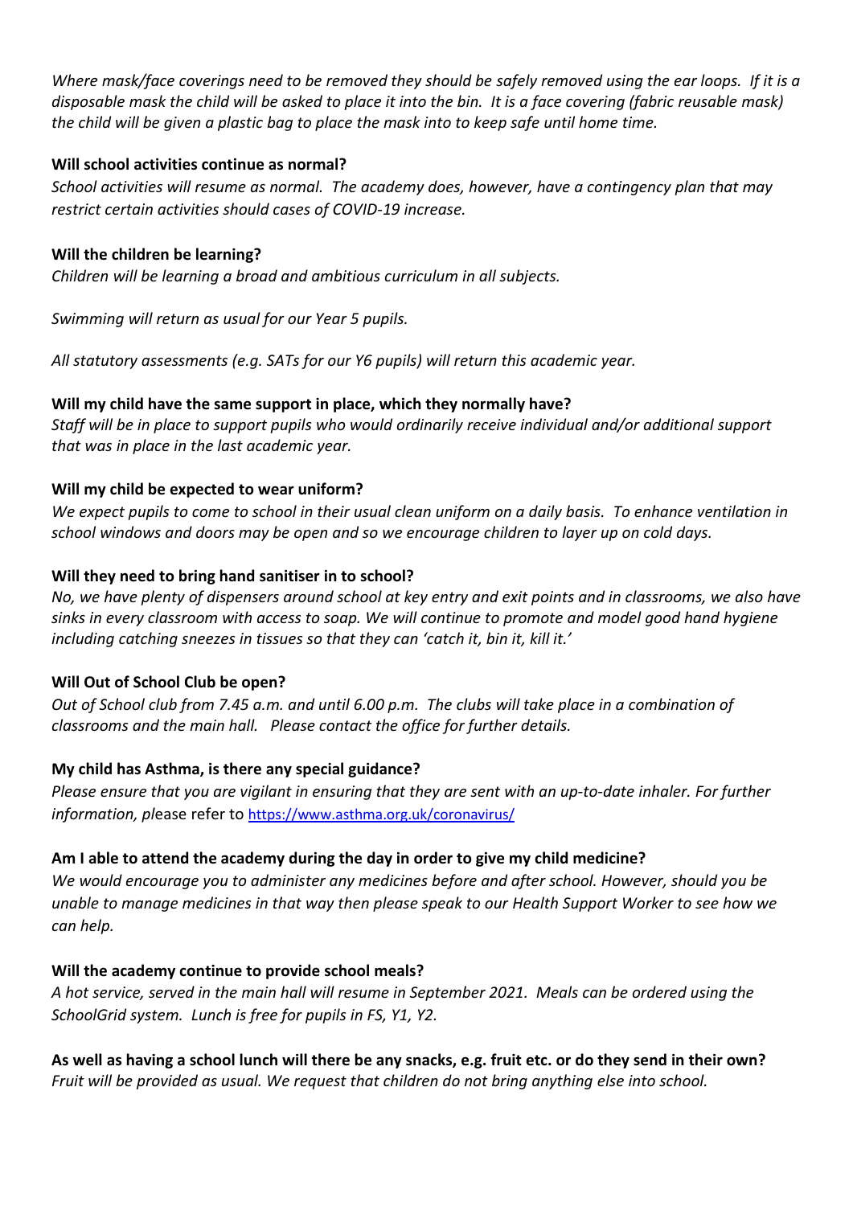*Where mask/face coverings need to be removed they should be safely removed using the ear loops. If it is a disposable mask the child will be asked to place it into the bin. It is a face covering (fabric reusable mask) the child will be given a plastic bag to place the mask into to keep safe until home time.*

**Will school activities continue as normal?**

*School activities will resume as normal. The academy does, however, have a contingency plan that may restrict certain activities should cases of COVID-19 increase.*

**Will the children be learning?**

*Children will be learning a broad and ambitious curriculum in all subjects.*

*Swimming will return as usual for our Year 5 pupils.*

*All statutory assessments (e.g. SATs for our Y6 pupils) will return this academic year.*

**Will my child have the same support in place, which they normally have?**

*Staff will be in place to support pupils who would ordinarily receive individual and/or additional support that was in place in the last academic year.*

**Will my child be expected to wear uniform?**

*We expect pupils to come to school in their usual clean uniform on a daily basis. To enhance ventilation in school windows and doors may be open and so we encourage children to layer up on cold days.*

**Will they need to bring hand sanitiser in to school?**

*No, we have plenty of dispensers around school at key entry and exit points and in classrooms, we also have sinks in every classroom with access to soap. We will continue to promote and model good hand hygiene including catching sneezes in tissues so that they can 'catch it, bin it, kill it.'*

**Will Out of School Club be open?**

*Out of School club from 7.45 a.m. and until 6.00 p.m. The clubs will take place in a combination of classrooms and the main hall. Please contact the office for further details.*

**My child has Asthma, is there any special guidance?**

*Please ensure that you are vigilant in ensuring that they are sent with an up-to-date inhaler. For further information, pl*ease refer to https://www.asthma.org.uk/coronavirus/

**Am I able to attend the academy during the day in order to give my child medicine?**

*We would encourage you to administer any medicines before and after school. However, should you be unable to manage medicines in that way then please speak to our Health Support Worker to see how we can help.*

**Will the academy continue to provide school meals?**

*A hot service, served in the main hall will resume in September 2021. Meals can be ordered using the SchoolGrid system. Lunch is free for pupils in FS, Y1, Y2.*

**As well as having a school lunch will there be any snacks, e.g. fruit etc. or do they send in their own?**

*Fruit will be provided as usual. We request that children do not bring anything else into school.*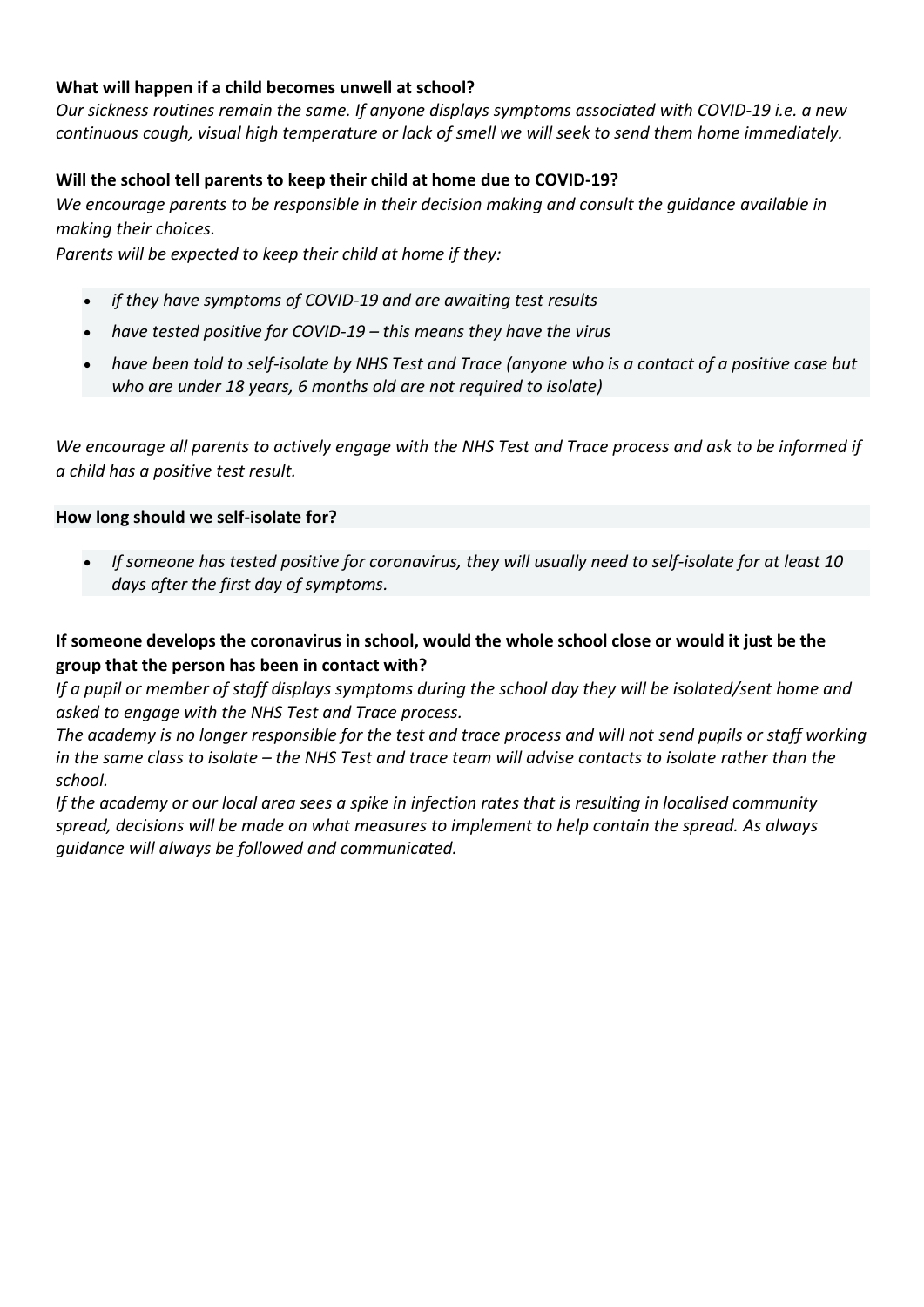**What will happen if a child becomes unwell at school?**

*Our sickness routines remain the same. If anyone displays symptoms associated with COVID-19 i.e. a new continuous cough, visual high temperature or lack of smell we will seek to send them home immediately.*

**Will the school tell parents to keep their child at home due to COVID-19?**

*We encourage parents to be responsible in their decision making and consult the guidance available in making their choices.*

*Parents will be expected to keep their child at home if they:*

- *if they have symptoms of COVID-19 and are awaiting test results*
- *have tested positive for COVID-19 – this means they have the virus*
- *have been told to self-isolate by NHS Test and Trace (anyone who is a contact of a positive case but who are under 18 years, 6 months old are not required to isolate)*

*We encourage all parents to actively engage with the NHS Test and Trace process and ask to be informed if a child has a positive test result.*

**How long should we self-isolate for?**

- *If someone has tested positive for coronavirus, they will usually need to self-isolate for at least 10 days after the first day of symptoms.*

**If someone develops the coronavirus in school, would the whole school close or would it just be the group that the person has been in contact with?**

*If a pupil or member of staff displays symptoms during the school day they will be isolated/sent home and asked to engage with the NHS Test and Trace process.*

*The academy is no longer responsible for the test and trace process and will not send pupils or staff working in the same class to isolate – the NHS Test and trace team will advise contacts to isolate rather than the school.*

*If the academy or our local area sees a spike in infection rates that is resulting in localised community spread, decisions will be made on what measures to implement to help contain the spread. As always guidance will always be followed and communicated.*